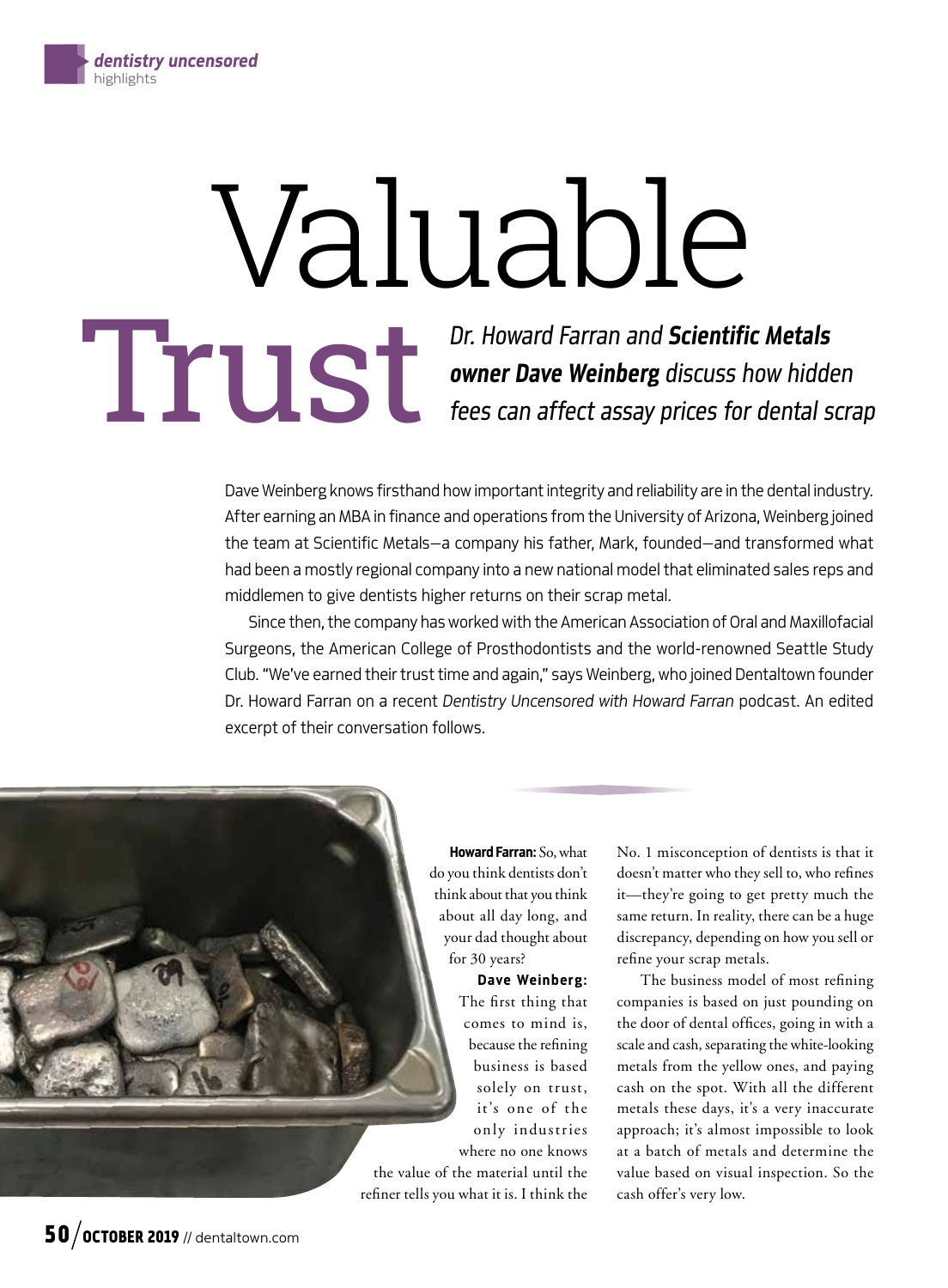# Valuable Trust

*Dr. Howard Farran and **Scientific Metals owner Dave Weinberg** discuss how hidden fees can affect assay prices for dental scrap*

Dave Weinberg knows firsthand how important integrity and reliability are in the dental industry. After earning an MBA in finance and operations from the University of Arizona, Weinberg joined the team at Scientific Metals—a company his father, Mark, founded—and transformed what had been a mostly regional company into a new national model that eliminated sales reps and middlemen to give dentists higher returns on their scrap metal.

Since then, the company has worked with the American Association of Oral and Maxillofacial Surgeons, the American College of Prosthodontists and the world-renowned Seattle Study Club. "We've earned their trust time and again," says Weinberg, who joined Dentaltown founder Dr. Howard Farran on a recent *Dentistry Uncensored with Howard Farran* podcast. An edited excerpt of their conversation follows.

**Howard Farran:** So, what do you think dentists don't think about that you think about all day long, and your dad thought about for 30 years?

**Dave Weinberg:** The first thing that comes to mind is, because the refining business is based solely on trust, it's one of the only industries where no one knows the value of the material until the refiner tells you what it is. I think the No. 1 misconception of dentists is that it doesn't matter who they sell to, who refines it—they're going to get pretty much the same return. In reality, there can be a huge discrepancy, depending on how you sell or refine your scrap metals.

The business model of most refining companies is based on just pounding on the door of dental offices, going in with a scale and cash, separating the white-looking metals from the yellow ones, and paying cash on the spot. With all the different metals these days, it's a very inaccurate approach; it's almost impossible to look at a batch of metals and determine the value based on visual inspection. So the cash offer's very low.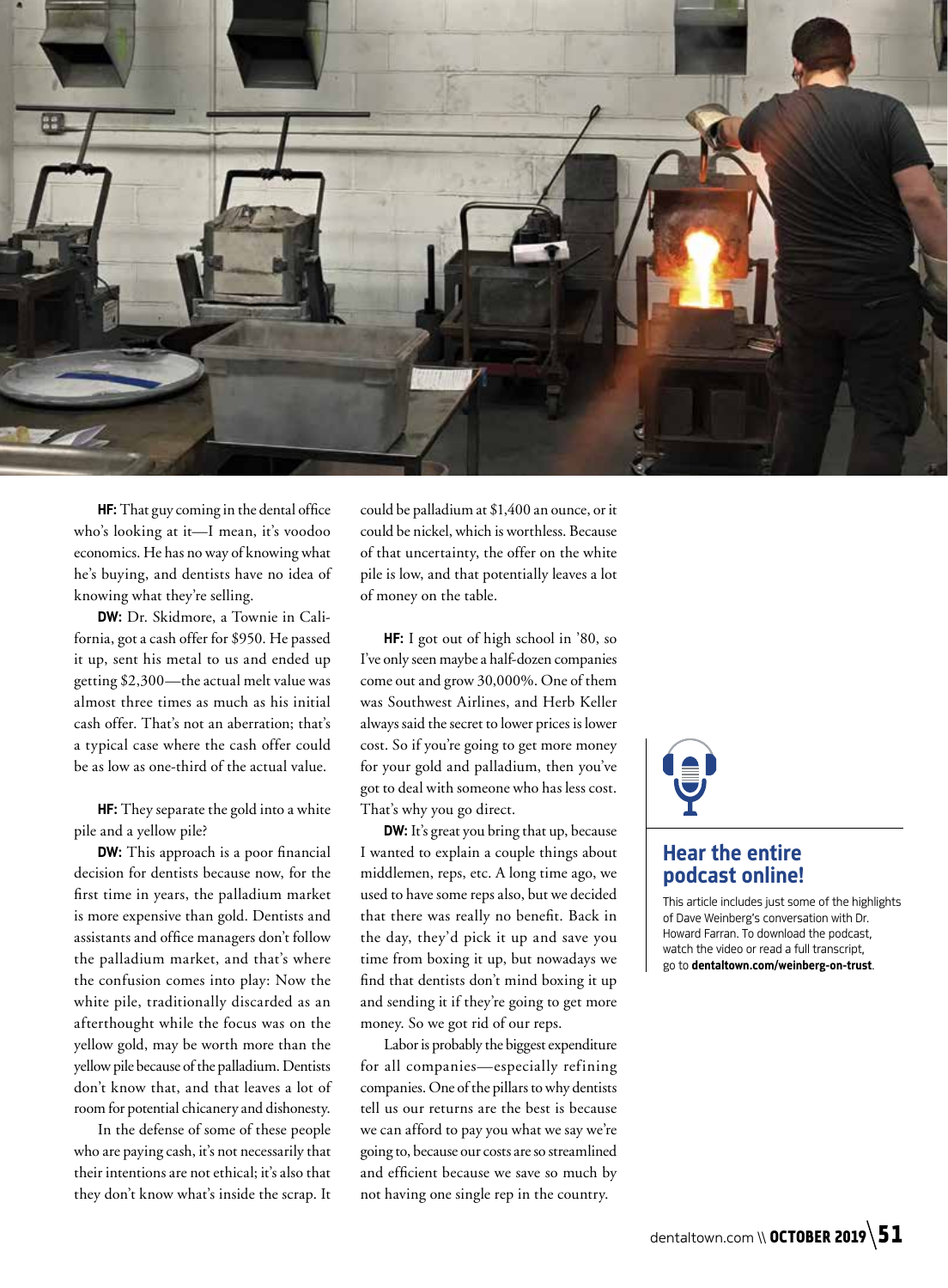**HF:** That guy coming in the dental office who's looking at it—I mean, it's voodoo economics. He has no way of knowing what he's buying, and dentists have no idea of knowing what they're selling.

**DW:** Dr. Skidmore, a Townie in California, got a cash offer for $950. He passed it up, sent his metal to us and ended up getting $2,300—the actual melt value was almost three times as much as his initial cash offer. That's not an aberration; that's a typical case where the cash offer could be as low as one-third of the actual value.

**HF:** They separate the gold into a white pile and a yellow pile?

**DW:** This approach is a poor financial decision for dentists because now, for the first time in years, the palladium market is more expensive than gold. Dentists and assistants and office managers don't follow the palladium market, and that's where the confusion comes into play: Now the white pile, traditionally discarded as an afterthought while the focus was on the yellow gold, may be worth more than the yellow pile because of the palladium. Dentists don't know that, and that leaves a lot of room for potential chicanery and dishonesty.

In the defense of some of these people who are paying cash, it's not necessarily that their intentions are not ethical; it's also that they don't know what's inside the scrap. It could be palladium at $1,400 an ounce, or it could be nickel, which is worthless. Because of that uncertainty, the offer on the white pile is low, and that potentially leaves a lot of money on the table.

**HF:** I got out of high school in '80, so I've only seen maybe a half-dozen companies come out and grow 30,000%. One of them was Southwest Airlines, and Herb Keller always said the secret to lower prices is lower cost. So if you're going to get more money for your gold and palladium, then you've got to deal with someone who has less cost. That's why you go direct.

**DW:** It's great you bring that up, because I wanted to explain a couple things about middlemen, reps, etc. A long time ago, we used to have some reps also, but we decided that there was really no benefit. Back in the day, they'd pick it up and save you time from boxing it up, but nowadays we find that dentists don't mind boxing it up and sending it if they're going to get more money. So we got rid of our reps.

Labor is probably the biggest expenditure for all companies—especially refining companies. One of the pillars to why dentists tell us our returns are the best is because we can afford to pay you what we say we're going to, because our costs are so streamlined and efficient because we save so much by not having one single rep in the country.

## Hear the entire podcast online!

This article includes just some of the highlights of Dave Weinberg's conversation with Dr. Howard Farran. To download the podcast, watch the video or read a full transcript, go to **dentaltown.com/weinberg-on-trust**.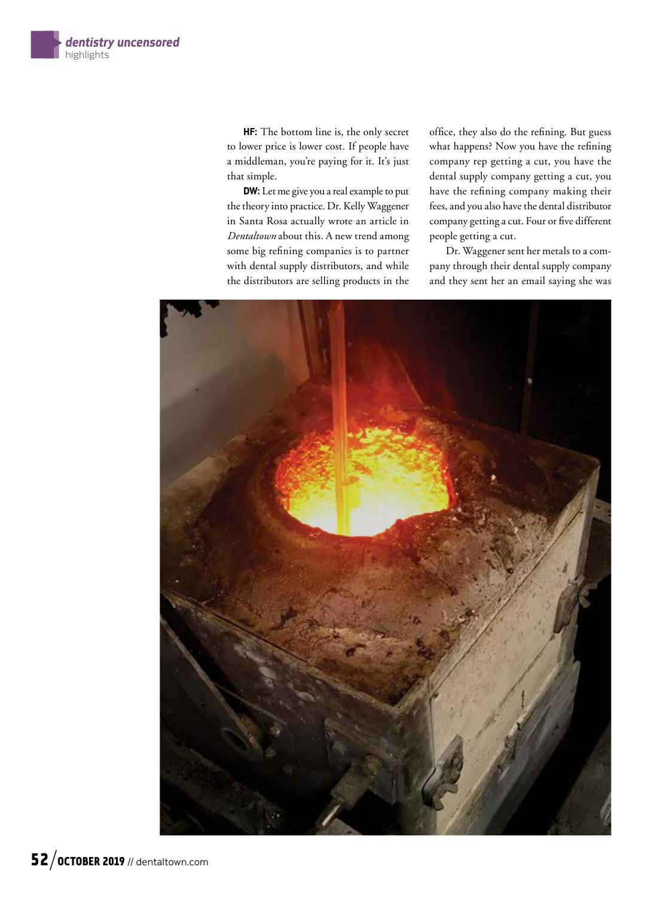**HF:** The bottom line is, the only secret to lower price is lower cost. If people have a middleman, you're paying for it. It's just that simple.

**DW:** Let me give you a real example to put the theory into practice. Dr. Kelly Waggener in Santa Rosa actually wrote an article in *Dentaltown* about this. A new trend among some big refining companies is to partner with dental supply distributors, and while the distributors are selling products in the office, they also do the refining. But guess what happens? Now you have the refining company rep getting a cut, you have the dental supply company getting a cut, you have the refining company making their fees, and you also have the dental distributor company getting a cut. Four or five different people getting a cut.

Dr. Waggener sent her metals to a company through their dental supply company and they sent her an email saying she was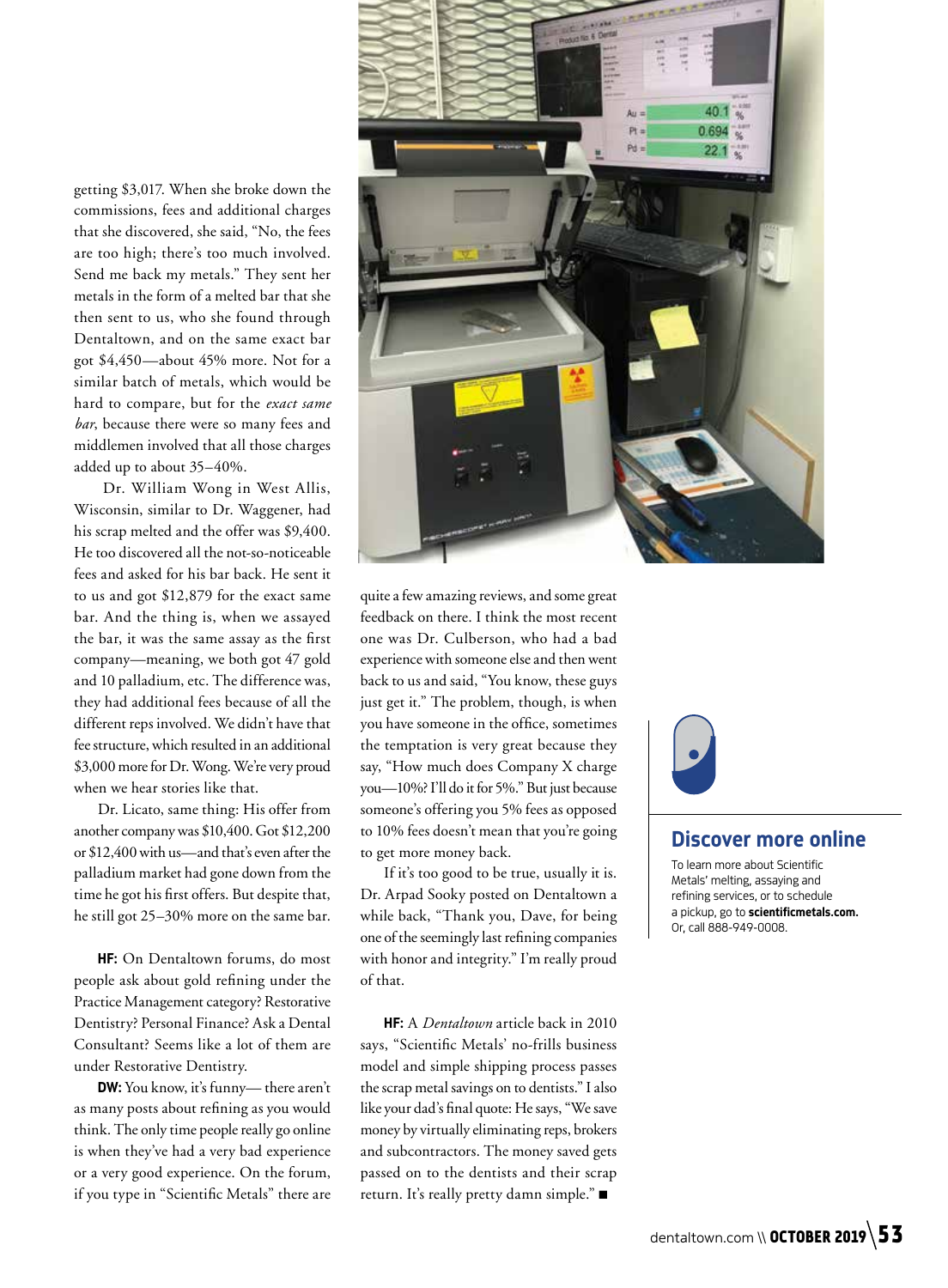getting $3,017. When she broke down the commissions, fees and additional charges that she discovered, she said, "No, the fees are too high; there's too much involved. Send me back my metals." They sent her metals in the form of a melted bar that she then sent to us, who she found through Dentaltown, and on the same exact bar got $4,450—about 45% more. Not for a similar batch of metals, which would be hard to compare, but for the *exact same bar*, because there were so many fees and middlemen involved that all those charges added up to about 35–40%.

Dr. William Wong in West Allis, Wisconsin, similar to Dr. Waggener, had his scrap melted and the offer was $9,400. He too discovered all the not-so-noticeable fees and asked for his bar back. He sent it to us and got $12,879 for the exact same bar. And the thing is, when we assayed the bar, it was the same assay as the first company—meaning, we both got 47 gold and 10 palladium, etc. The difference was, they had additional fees because of all the different reps involved. We didn't have that fee structure, which resulted in an additional $3,000 more for Dr. Wong. We're very proud when we hear stories like that.

Dr. Licato, same thing: His offer from another company was $10,400. Got $12,200 or $12,400 with us—and that's even after the palladium market had gone down from the time he got his first offers. But despite that, he still got 25–30% more on the same bar.

**HF:** On Dentaltown forums, do most people ask about gold refining under the Practice Management category? Restorative Dentistry? Personal Finance? Ask a Dental Consultant? Seems like a lot of them are under Restorative Dentistry.

**DW:** You know, it's funny— there aren't as many posts about refining as you would think. The only time people really go online is when they've had a very bad experience or a very good experience. On the forum, if you type in "Scientific Metals" there are quite a few amazing reviews, and some great feedback on there. I think the most recent one was Dr. Culberson, who had a bad experience with someone else and then went back to us and said, "You know, these guys just get it." The problem, though, is when you have someone in the office, sometimes the temptation is very great because they say, "How much does Company X charge you—10%? I'll do it for 5%." But just because someone's offering you 5% fees as opposed to 10% fees doesn't mean that you're going to get more money back.

If it's too good to be true, usually it is. Dr. Arpad Sooky posted on Dentaltown a while back, "Thank you, Dave, for being one of the seemingly last refining companies with honor and integrity." I'm really proud of that.

**HF:** A *Dentaltown* article back in 2010 says, "Scientific Metals' no-frills business model and simple shipping process passes the scrap metal savings on to dentists." I also like your dad's final quote: He says, "We save money by virtually eliminating reps, brokers and subcontractors. The money saved gets passed on to the dentists and their scrap return. It's really pretty damn simple." ■

## Discover more online

To learn more about Scientific Metals' melting, assaying and refining services, or to schedule a pickup, go to **scientificmetals.com.** Or, call 888-949-0008.